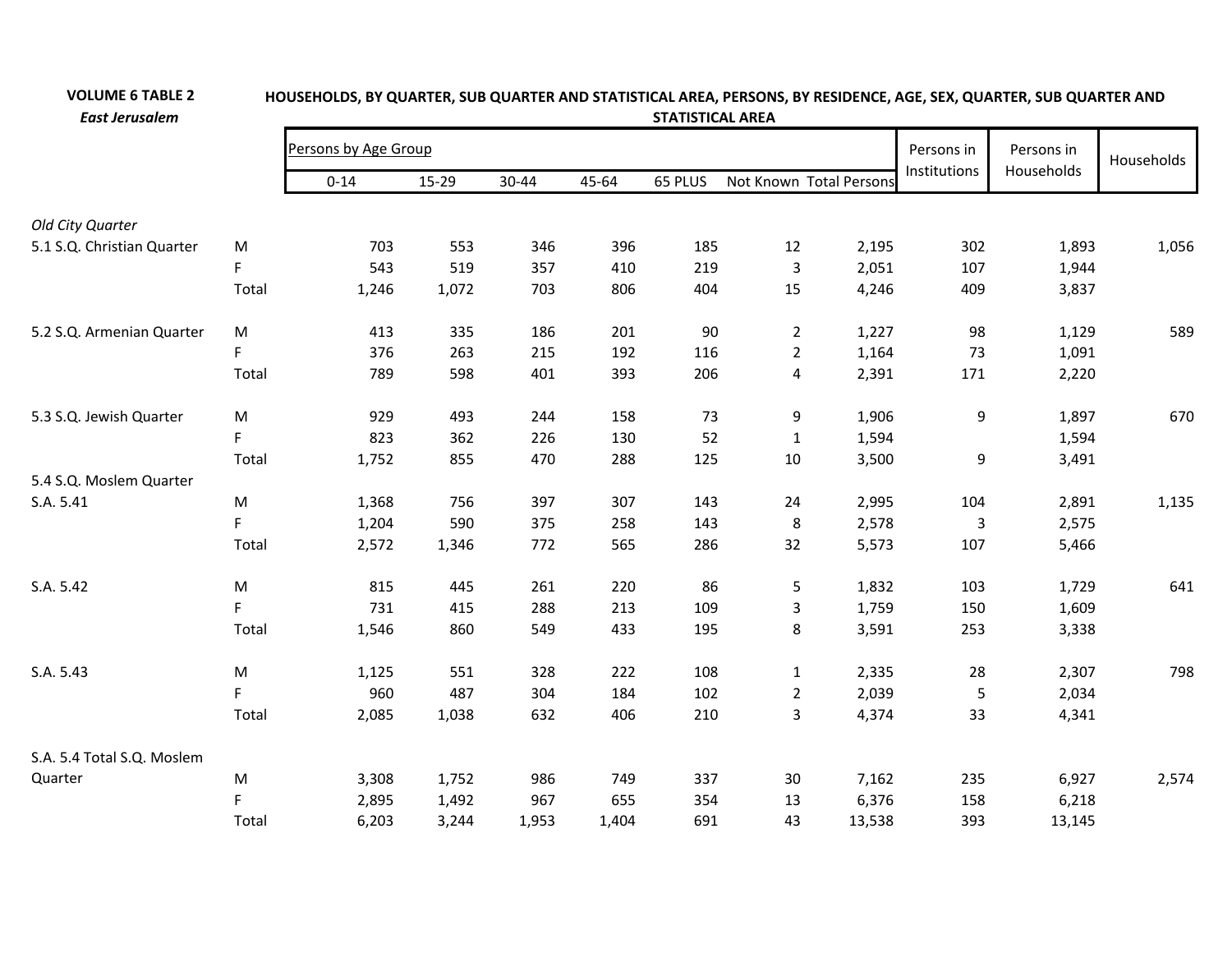**VOLUME 6 TABLE 2**
*East Jerusalem*

**HOUSEHOLDS, BY QUARTER, SUB QUARTER AND STATISTICAL AREA, PERSONS, BY RESIDENCE, AGE, SEX, QUARTER, SUB QUARTER AND STATISTICAL AREA**

| | | Persons by Age Group | | | | | | | Persons in Institutions | Persons in Households | Households |
|---|---|---|---|---|---|---|---|---|---|---|---|
| | | 0-14 | 15-29 | 30-44 | 45-64 | 65 PLUS | Not Known | Total Persons | | | |
| *Old City Quarter* | | | | | | | | | | | |
| 5.1 S.Q. Christian Quarter | M | 703 | 553 | 346 | 396 | 185 | 12 | 2,195 | 302 | 1,893 | 1,056 |
| | F | 543 | 519 | 357 | 410 | 219 | 3 | 2,051 | 107 | 1,944 | |
| | Total | 1,246 | 1,072 | 703 | 806 | 404 | 15 | 4,246 | 409 | 3,837 | |
| 5.2 S.Q. Armenian Quarter | M | 413 | 335 | 186 | 201 | 90 | 2 | 1,227 | 98 | 1,129 | 589 |
| | F | 376 | 263 | 215 | 192 | 116 | 2 | 1,164 | 73 | 1,091 | |
| | Total | 789 | 598 | 401 | 393 | 206 | 4 | 2,391 | 171 | 2,220 | |
| 5.3 S.Q. Jewish Quarter | M | 929 | 493 | 244 | 158 | 73 | 9 | 1,906 | 9 | 1,897 | 670 |
| | F | 823 | 362 | 226 | 130 | 52 | 1 | 1,594 | | 1,594 | |
| | Total | 1,752 | 855 | 470 | 288 | 125 | 10 | 3,500 | 9 | 3,491 | |
| 5.4 S.Q. Moslem Quarter | | | | | | | | | | | |
| S.A. 5.41 | M | 1,368 | 756 | 397 | 307 | 143 | 24 | 2,995 | 104 | 2,891 | 1,135 |
| | F | 1,204 | 590 | 375 | 258 | 143 | 8 | 2,578 | 3 | 2,575 | |
| | Total | 2,572 | 1,346 | 772 | 565 | 286 | 32 | 5,573 | 107 | 5,466 | |
| S.A. 5.42 | M | 815 | 445 | 261 | 220 | 86 | 5 | 1,832 | 103 | 1,729 | 641 |
| | F | 731 | 415 | 288 | 213 | 109 | 3 | 1,759 | 150 | 1,609 | |
| | Total | 1,546 | 860 | 549 | 433 | 195 | 8 | 3,591 | 253 | 3,338 | |
| S.A. 5.43 | M | 1,125 | 551 | 328 | 222 | 108 | 1 | 2,335 | 28 | 2,307 | 798 |
| | F | 960 | 487 | 304 | 184 | 102 | 2 | 2,039 | 5 | 2,034 | |
| | Total | 2,085 | 1,038 | 632 | 406 | 210 | 3 | 4,374 | 33 | 4,341 | |
| S.A. 5.4 Total S.Q. Moslem Quarter | M | 3,308 | 1,752 | 986 | 749 | 337 | 30 | 7,162 | 235 | 6,927 | 2,574 |
| | F | 2,895 | 1,492 | 967 | 655 | 354 | 13 | 6,376 | 158 | 6,218 | |
| | Total | 6,203 | 3,244 | 1,953 | 1,404 | 691 | 43 | 13,538 | 393 | 13,145 | |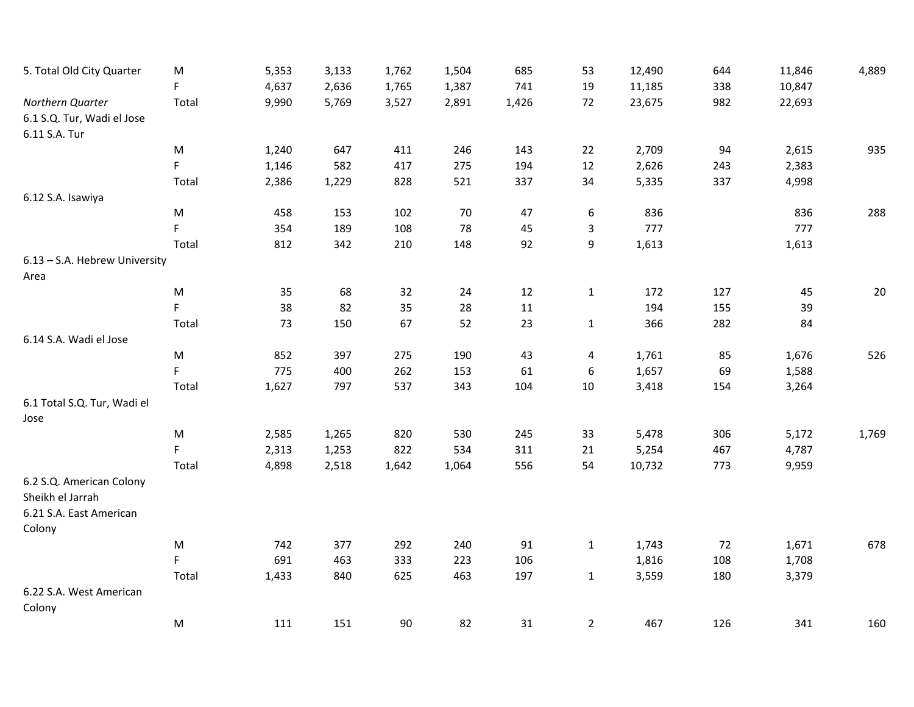| | | | | | | | | | | | |
|---|---|---|---|---|---|---|---|---|---|---|---|
| 5. Total Old City Quarter | M | 5,353 | 3,133 | 1,762 | 1,504 | 685 | 53 | 12,490 | 644 | 11,846 | 4,889 |
| | F | 4,637 | 2,636 | 1,765 | 1,387 | 741 | 19 | 11,185 | 338 | 10,847 | |
| *Northern Quarter* | Total | 9,990 | 5,769 | 3,527 | 2,891 | 1,426 | 72 | 23,675 | 982 | 22,693 | |
| 6.1 S.Q. Tur, Wadi el Jose | | | | | | | | | | | |
| 6.11 S.A. Tur | | | | | | | | | | | |
| | M | 1,240 | 647 | 411 | 246 | 143 | 22 | 2,709 | 94 | 2,615 | 935 |
| | F | 1,146 | 582 | 417 | 275 | 194 | 12 | 2,626 | 243 | 2,383 | |
| | Total | 2,386 | 1,229 | 828 | 521 | 337 | 34 | 5,335 | 337 | 4,998 | |
| 6.12 S.A. Isawiya | | | | | | | | | | | |
| | M | 458 | 153 | 102 | 70 | 47 | 6 | 836 | | 836 | 288 |
| | F | 354 | 189 | 108 | 78 | 45 | 3 | 777 | | 777 | |
| | Total | 812 | 342 | 210 | 148 | 92 | 9 | 1,613 | | 1,613 | |
| 6.13 – S.A. Hebrew University Area | | | | | | | | | | | |
| | M | 35 | 68 | 32 | 24 | 12 | 1 | 172 | 127 | 45 | 20 |
| | F | 38 | 82 | 35 | 28 | 11 | | 194 | 155 | 39 | |
| | Total | 73 | 150 | 67 | 52 | 23 | 1 | 366 | 282 | 84 | |
| 6.14 S.A. Wadi el Jose | | | | | | | | | | | |
| | M | 852 | 397 | 275 | 190 | 43 | 4 | 1,761 | 85 | 1,676 | 526 |
| | F | 775 | 400 | 262 | 153 | 61 | 6 | 1,657 | 69 | 1,588 | |
| | Total | 1,627 | 797 | 537 | 343 | 104 | 10 | 3,418 | 154 | 3,264 | |
| 6.1 Total S.Q. Tur, Wadi el Jose | | | | | | | | | | | |
| | M | 2,585 | 1,265 | 820 | 530 | 245 | 33 | 5,478 | 306 | 5,172 | 1,769 |
| | F | 2,313 | 1,253 | 822 | 534 | 311 | 21 | 5,254 | 467 | 4,787 | |
| | Total | 4,898 | 2,518 | 1,642 | 1,064 | 556 | 54 | 10,732 | 773 | 9,959 | |
| 6.2 S.Q. American Colony Sheikh el Jarrah | | | | | | | | | | | |
| 6.21 S.A. East American Colony | | | | | | | | | | | |
| | M | 742 | 377 | 292 | 240 | 91 | 1 | 1,743 | 72 | 1,671 | 678 |
| | F | 691 | 463 | 333 | 223 | 106 | | 1,816 | 108 | 1,708 | |
| | Total | 1,433 | 840 | 625 | 463 | 197 | 1 | 3,559 | 180 | 3,379 | |
| 6.22 S.A. West American Colony | | | | | | | | | | | |
| | M | 111 | 151 | 90 | 82 | 31 | 2 | 467 | 126 | 341 | 160 |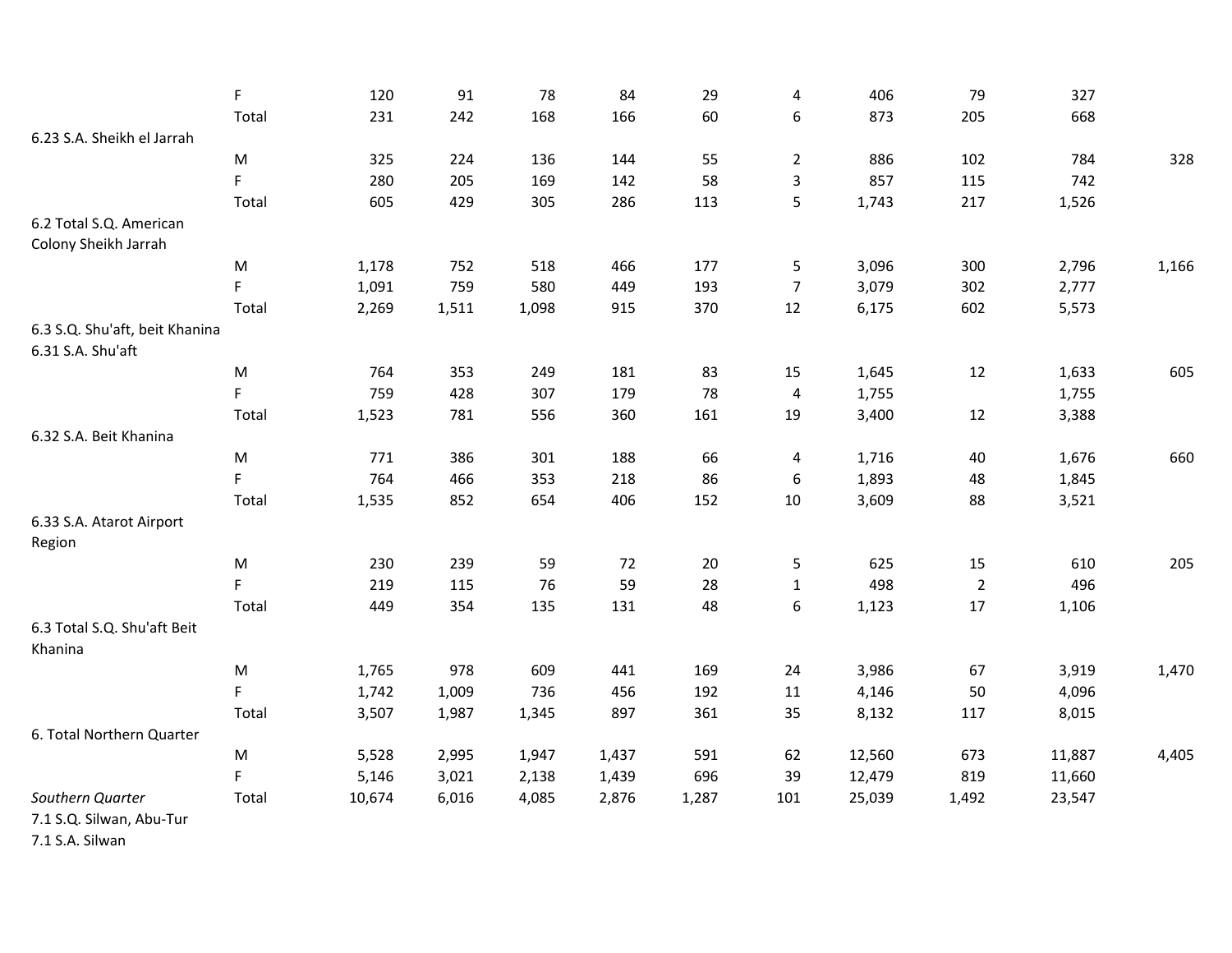| | | | | | | | | | | | |
|---|---|---|---|---|---|---|---|---|---|---|---|
| | F | 120 | 91 | 78 | 84 | 29 | 4 | 406 | 79 | 327 | |
| | Total | 231 | 242 | 168 | 166 | 60 | 6 | 873 | 205 | 668 | |
| 6.23 S.A. Sheikh el Jarrah | | | | | | | | | | | |
| | M | 325 | 224 | 136 | 144 | 55 | 2 | 886 | 102 | 784 | 328 |
| | F | 280 | 205 | 169 | 142 | 58 | 3 | 857 | 115 | 742 | |
| | Total | 605 | 429 | 305 | 286 | 113 | 5 | 1,743 | 217 | 1,526 | |
| 6.2 Total S.Q. American Colony Sheikh Jarrah | | | | | | | | | | | |
| | M | 1,178 | 752 | 518 | 466 | 177 | 5 | 3,096 | 300 | 2,796 | 1,166 |
| | F | 1,091 | 759 | 580 | 449 | 193 | 7 | 3,079 | 302 | 2,777 | |
| | Total | 2,269 | 1,511 | 1,098 | 915 | 370 | 12 | 6,175 | 602 | 5,573 | |
| 6.3 S.Q. Shu'aft, beit Khanina | | | | | | | | | | | |
| 6.31 S.A. Shu'aft | | | | | | | | | | | |
| | M | 764 | 353 | 249 | 181 | 83 | 15 | 1,645 | 12 | 1,633 | 605 |
| | F | 759 | 428 | 307 | 179 | 78 | 4 | 1,755 | | 1,755 | |
| | Total | 1,523 | 781 | 556 | 360 | 161 | 19 | 3,400 | 12 | 3,388 | |
| 6.32 S.A. Beit Khanina | | | | | | | | | | | |
| | M | 771 | 386 | 301 | 188 | 66 | 4 | 1,716 | 40 | 1,676 | 660 |
| | F | 764 | 466 | 353 | 218 | 86 | 6 | 1,893 | 48 | 1,845 | |
| | Total | 1,535 | 852 | 654 | 406 | 152 | 10 | 3,609 | 88 | 3,521 | |
| 6.33 S.A. Atarot Airport Region | | | | | | | | | | | |
| | M | 230 | 239 | 59 | 72 | 20 | 5 | 625 | 15 | 610 | 205 |
| | F | 219 | 115 | 76 | 59 | 28 | 1 | 498 | 2 | 496 | |
| | Total | 449 | 354 | 135 | 131 | 48 | 6 | 1,123 | 17 | 1,106 | |
| 6.3 Total S.Q. Shu'aft Beit Khanina | | | | | | | | | | | |
| | M | 1,765 | 978 | 609 | 441 | 169 | 24 | 3,986 | 67 | 3,919 | 1,470 |
| | F | 1,742 | 1,009 | 736 | 456 | 192 | 11 | 4,146 | 50 | 4,096 | |
| | Total | 3,507 | 1,987 | 1,345 | 897 | 361 | 35 | 8,132 | 117 | 8,015 | |
| 6. Total Northern Quarter | | | | | | | | | | | |
| | M | 5,528 | 2,995 | 1,947 | 1,437 | 591 | 62 | 12,560 | 673 | 11,887 | 4,405 |
| | F | 5,146 | 3,021 | 2,138 | 1,439 | 696 | 39 | 12,479 | 819 | 11,660 | |
| *Southern Quarter* | Total | 10,674 | 6,016 | 4,085 | 2,876 | 1,287 | 101 | 25,039 | 1,492 | 23,547 | |
| 7.1 S.Q. Silwan, Abu-Tur | | | | | | | | | | | |
| 7.1 S.A. Silwan | | | | | | | | | | | |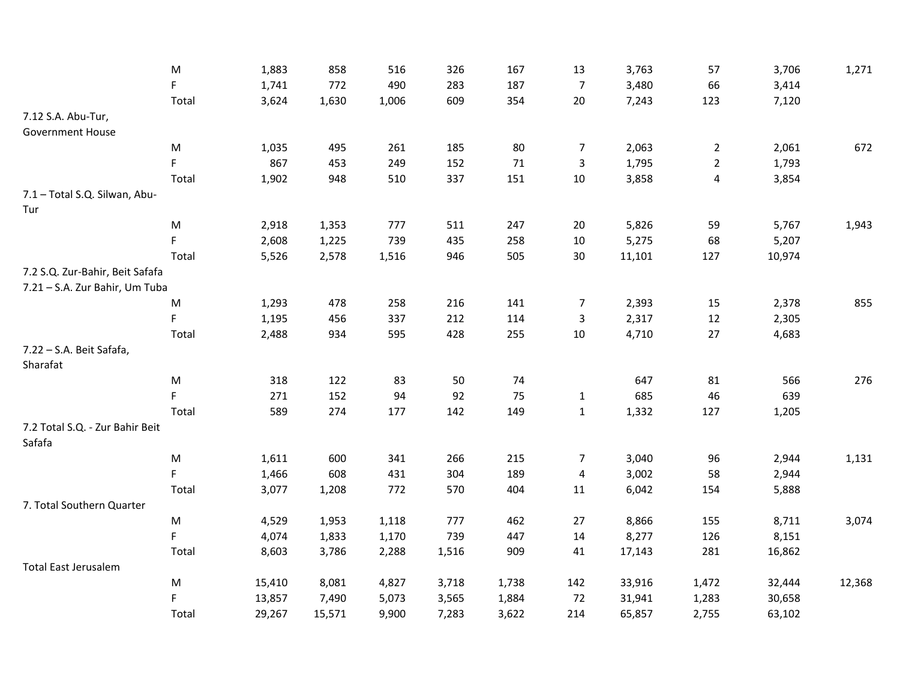| | | | | | | | | | | | |
|---|---|---|---|---|---|---|---|---|---|---|---|
| | M | 1,883 | 858 | 516 | 326 | 167 | 13 | 3,763 | 57 | 3,706 | 1,271 |
| | F | 1,741 | 772 | 490 | 283 | 187 | 7 | 3,480 | 66 | 3,414 | |
| | Total | 3,624 | 1,630 | 1,006 | 609 | 354 | 20 | 7,243 | 123 | 7,120 | |
| 7.12 S.A. Abu-Tur, Government House | | | | | | | | | | | |
| | M | 1,035 | 495 | 261 | 185 | 80 | 7 | 2,063 | 2 | 2,061 | 672 |
| | F | 867 | 453 | 249 | 152 | 71 | 3 | 1,795 | 2 | 1,793 | |
| | Total | 1,902 | 948 | 510 | 337 | 151 | 10 | 3,858 | 4 | 3,854 | |
| 7.1 – Total S.Q. Silwan, Abu-Tur | | | | | | | | | | | |
| | M | 2,918 | 1,353 | 777 | 511 | 247 | 20 | 5,826 | 59 | 5,767 | 1,943 |
| | F | 2,608 | 1,225 | 739 | 435 | 258 | 10 | 5,275 | 68 | 5,207 | |
| | Total | 5,526 | 2,578 | 1,516 | 946 | 505 | 30 | 11,101 | 127 | 10,974 | |
| 7.2 S.Q. Zur-Bahir, Beit Safafa | | | | | | | | | | | |
| 7.21 – S.A. Zur Bahir, Um Tuba | | | | | | | | | | | |
| | M | 1,293 | 478 | 258 | 216 | 141 | 7 | 2,393 | 15 | 2,378 | 855 |
| | F | 1,195 | 456 | 337 | 212 | 114 | 3 | 2,317 | 12 | 2,305 | |
| | Total | 2,488 | 934 | 595 | 428 | 255 | 10 | 4,710 | 27 | 4,683 | |
| 7.22 – S.A. Beit Safafa, Sharafat | | | | | | | | | | | |
| | M | 318 | 122 | 83 | 50 | 74 | | 647 | 81 | 566 | 276 |
| | F | 271 | 152 | 94 | 92 | 75 | 1 | 685 | 46 | 639 | |
| | Total | 589 | 274 | 177 | 142 | 149 | 1 | 1,332 | 127 | 1,205 | |
| 7.2 Total S.Q. - Zur Bahir Beit Safafa | | | | | | | | | | | |
| | M | 1,611 | 600 | 341 | 266 | 215 | 7 | 3,040 | 96 | 2,944 | 1,131 |
| | F | 1,466 | 608 | 431 | 304 | 189 | 4 | 3,002 | 58 | 2,944 | |
| | Total | 3,077 | 1,208 | 772 | 570 | 404 | 11 | 6,042 | 154 | 5,888 | |
| 7. Total Southern Quarter | | | | | | | | | | | |
| | M | 4,529 | 1,953 | 1,118 | 777 | 462 | 27 | 8,866 | 155 | 8,711 | 3,074 |
| | F | 4,074 | 1,833 | 1,170 | 739 | 447 | 14 | 8,277 | 126 | 8,151 | |
| | Total | 8,603 | 3,786 | 2,288 | 1,516 | 909 | 41 | 17,143 | 281 | 16,862 | |
| Total East Jerusalem | | | | | | | | | | | |
| | M | 15,410 | 8,081 | 4,827 | 3,718 | 1,738 | 142 | 33,916 | 1,472 | 32,444 | 12,368 |
| | F | 13,857 | 7,490 | 5,073 | 3,565 | 1,884 | 72 | 31,941 | 1,283 | 30,658 | |
| | Total | 29,267 | 15,571 | 9,900 | 7,283 | 3,622 | 214 | 65,857 | 2,755 | 63,102 | |